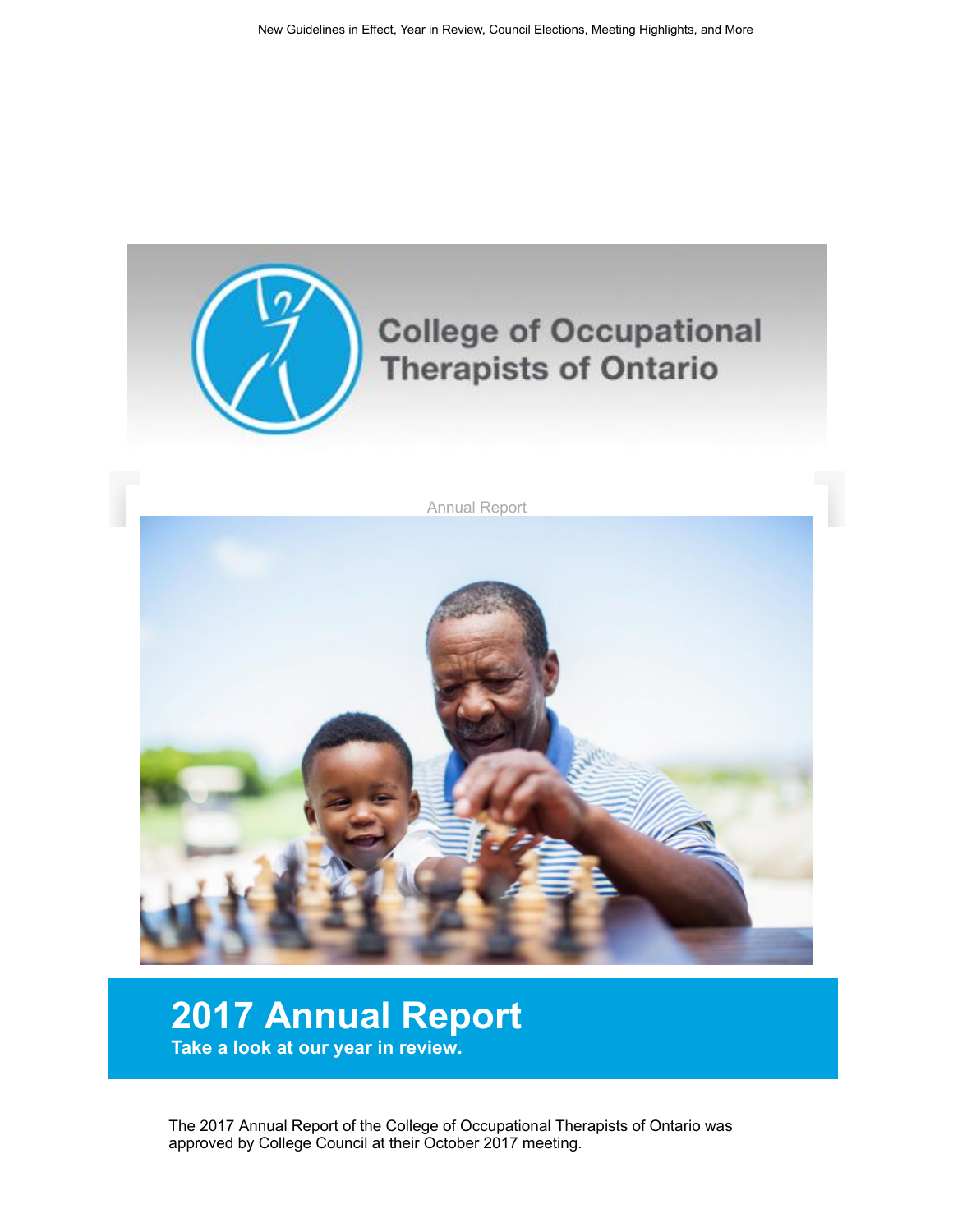New Guidelines in Effect, Year in Review, Council Elections, Meeting Highlights, and More

College of Occupational Therapists of Ontario

Annual Report

# 2017 Annual Report

**Take a look at our year in review.**

The 2017 Annual Report of the College of Occupational Therapists of Ontario was approved by College Council at their October 2017 meeting.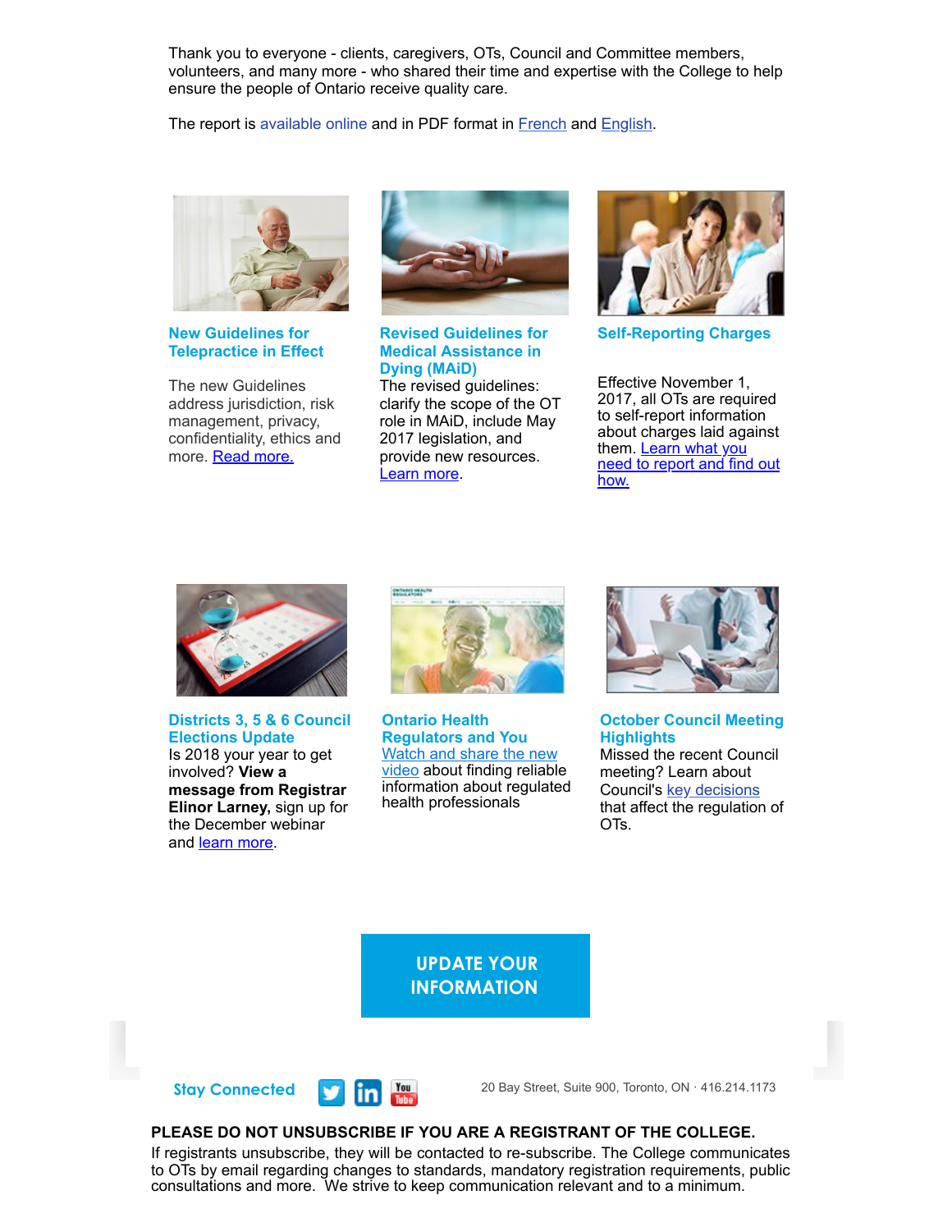Thank you to everyone - clients, caregivers, OTs, Council and Committee members, volunteers, and many more - who shared their time and expertise with the College to help ensure the people of Ontario receive quality care.

The report is available online and in PDF format in French and English.

### New Guidelines for Telepractice in Effect

The new Guidelines address jurisdiction, risk management, privacy, confidentiality, ethics and more. Read more.

### Revised Guidelines for Medical Assistance in Dying (MAiD)

The revised guidelines: clarify the scope of the OT role in MAiD, include May 2017 legislation, and provide new resources. Learn more.

### Self-Reporting Charges

Effective November 1, 2017, all OTs are required to self-report information about charges laid against them. Learn what you need to report and find out how.

### Districts 3, 5 & 6 Council Elections Update

Is 2018 your year to get involved? **View a message from Registrar Elinor Larney,** sign up for the December webinar and learn more.

### Ontario Health Regulators and You

Watch and share the new video about finding reliable information about regulated health professionals

### October Council Meeting Highlights

Missed the recent Council meeting? Learn about Council's key decisions that affect the regulation of OTs.

**UPDATE YOUR INFORMATION**

Stay Connected

20 Bay Street, Suite 900, Toronto, ON · 416.214.1173

**PLEASE DO NOT UNSUBSCRIBE IF YOU ARE A REGISTRANT OF THE COLLEGE.**

If registrants unsubscribe, they will be contacted to re-subscribe. The College communicates to OTs by email regarding changes to standards, mandatory registration requirements, public consultations and more. We strive to keep communication relevant and to a minimum.